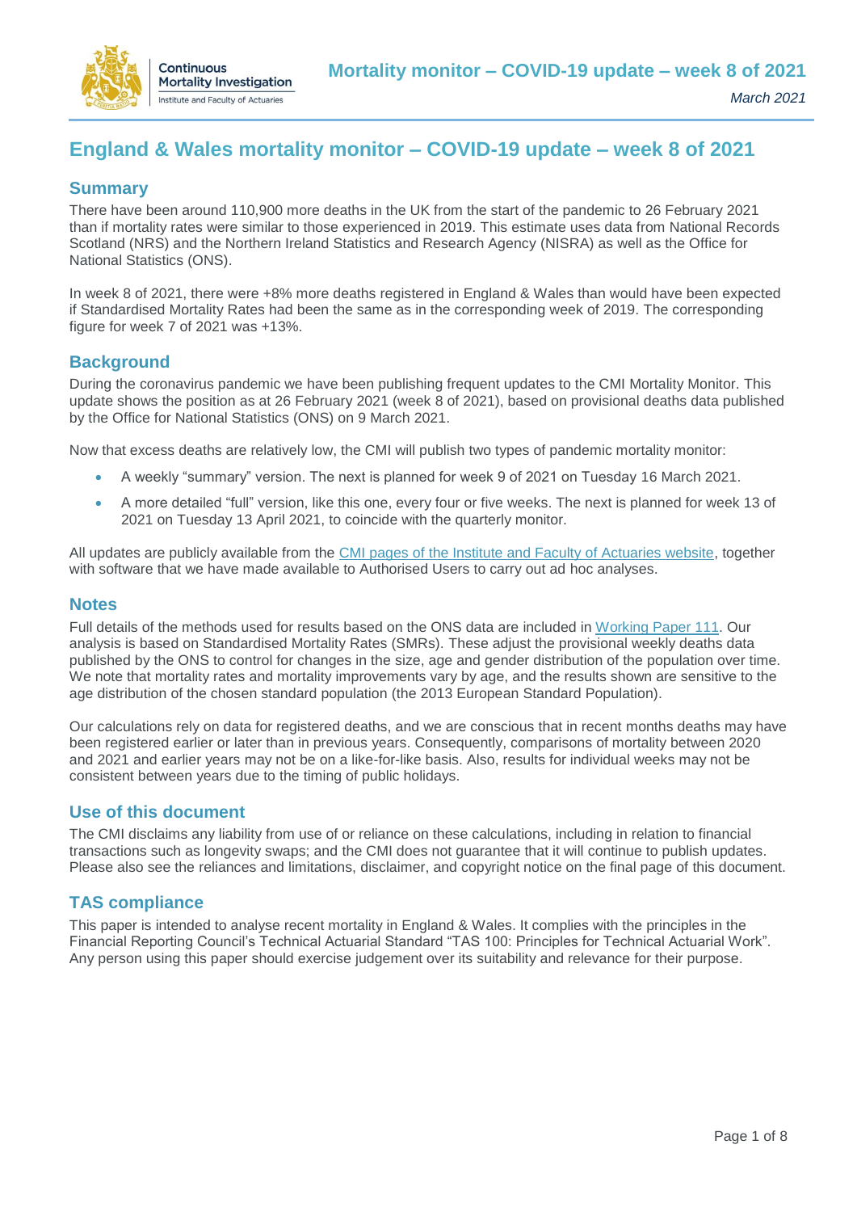# England & Wales mortality monitor – COVID-19 update – week 8 of 2021

## Summary

There have been around 110,900 more deaths in the UK from the start of the pandemic to 26 February 2021 than if mortality rates were similar to those experienced in 2019. This estimate uses data from National Records Scotland (NRS) and the Northern Ireland Statistics and Research Agency (NISRA) as well as the Office for National Statistics (ONS).

In week 8 of 2021, there were +8% more deaths registered in England & Wales than would have been expected if Standardised Mortality Rates had been the same as in the corresponding week of 2019. The corresponding figure for week 7 of 2021 was +13%.

## Background

During the coronavirus pandemic we have been publishing frequent updates to the CMI Mortality Monitor. This update shows the position as at 26 February 2021 (week 8 of 2021), based on provisional deaths data published by the Office for National Statistics (ONS) on 9 March 2021.

Now that excess deaths are relatively low, the CMI will publish two types of pandemic mortality monitor:

- A weekly "summary" version. The next is planned for week 9 of 2021 on Tuesday 16 March 2021.
- A more detailed "full" version, like this one, every four or five weeks. The next is planned for week 13 of 2021 on Tuesday 13 April 2021, to coincide with the quarterly monitor.

All updates are publicly available from the CMI pages of the Institute and Faculty of Actuaries website, together with software that we have made available to Authorised Users to carry out ad hoc analyses.

## Notes

Full details of the methods used for results based on the ONS data are included in Working Paper 111. Our analysis is based on Standardised Mortality Rates (SMRs). These adjust the provisional weekly deaths data published by the ONS to control for changes in the size, age and gender distribution of the population over time. We note that mortality rates and mortality improvements vary by age, and the results shown are sensitive to the age distribution of the chosen standard population (the 2013 European Standard Population).

Our calculations rely on data for registered deaths, and we are conscious that in recent months deaths may have been registered earlier or later than in previous years. Consequently, comparisons of mortality between 2020 and 2021 and earlier years may not be on a like-for-like basis. Also, results for individual weeks may not be consistent between years due to the timing of public holidays.

## Use of this document

The CMI disclaims any liability from use of or reliance on these calculations, including in relation to financial transactions such as longevity swaps; and the CMI does not guarantee that it will continue to publish updates. Please also see the reliances and limitations, disclaimer, and copyright notice on the final page of this document.

## TAS compliance

This paper is intended to analyse recent mortality in England & Wales. It complies with the principles in the Financial Reporting Council's Technical Actuarial Standard "TAS 100: Principles for Technical Actuarial Work". Any person using this paper should exercise judgement over its suitability and relevance for their purpose.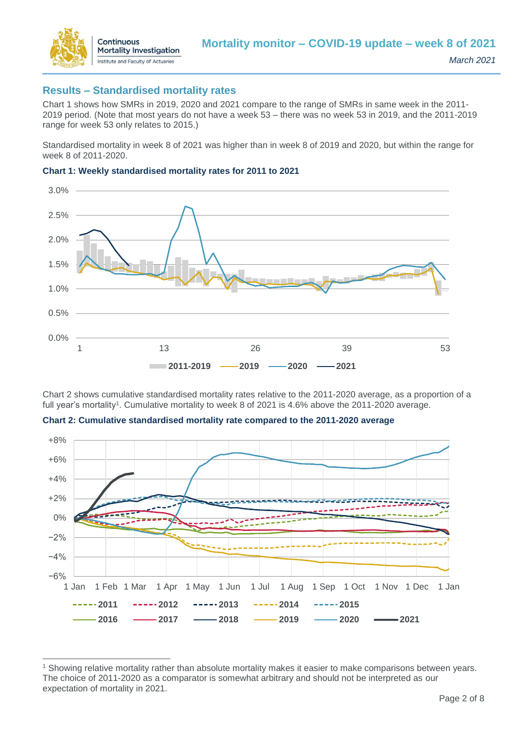## Results – Standardised mortality rates

Chart 1 shows how SMRs in 2019, 2020 and 2021 compare to the range of SMRs in same week in the 2011-2019 period. (Note that most years do not have a week 53 – there was no week 53 in 2019, and the 2011-2019 range for week 53 only relates to 2015.)

Standardised mortality in week 8 of 2021 was higher than in week 8 of 2019 and 2020, but within the range for week 8 of 2011-2020.

**Chart 1: Weekly standardised mortality rates for 2011 to 2021**

Chart 2 shows cumulative standardised mortality rates relative to the 2011-2020 average, as a proportion of a full year's mortality[1]. Cumulative mortality to week 8 of 2021 is 4.6% above the 2011-2020 average.

**Chart 2: Cumulative standardised mortality rate compared to the 2011-2020 average**

[1] Showing relative mortality rather than absolute mortality makes it easier to make comparisons between years. The choice of 2011-2020 as a comparator is somewhat arbitrary and should not be interpreted as our expectation of mortality in 2021.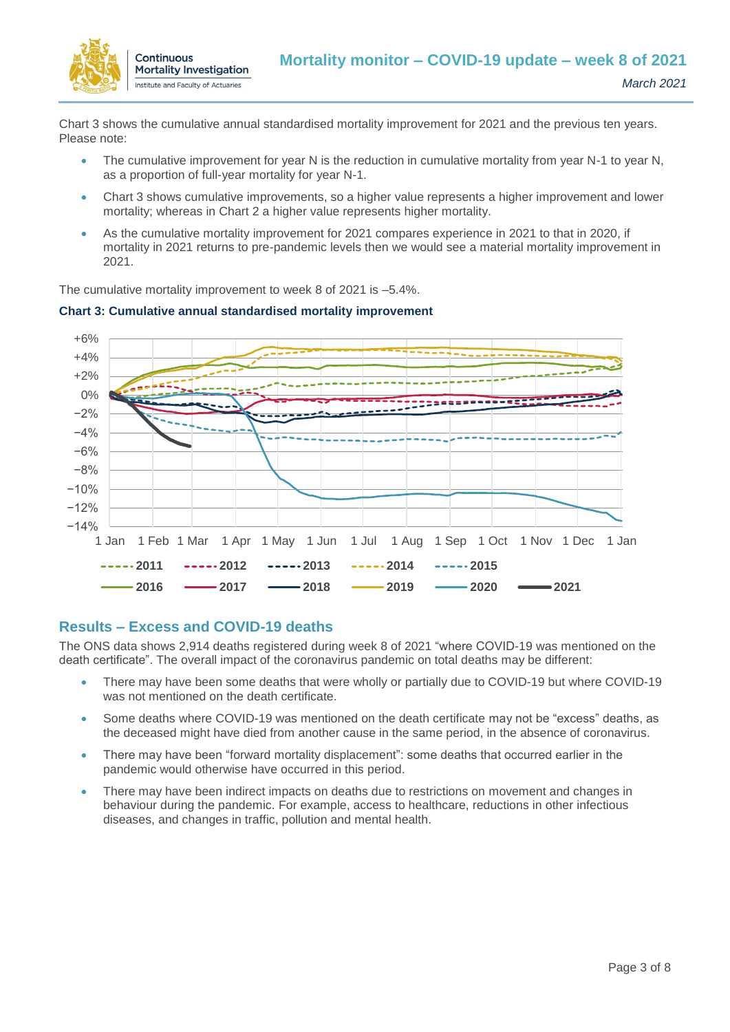Chart 3 shows the cumulative annual standardised mortality improvement for 2021 and the previous ten years. Please note:

- The cumulative improvement for year N is the reduction in cumulative mortality from year N-1 to year N, as a proportion of full-year mortality for year N-1.
- Chart 3 shows cumulative improvements, so a higher value represents a higher improvement and lower mortality; whereas in Chart 2 a higher value represents higher mortality.
- As the cumulative mortality improvement for 2021 compares experience in 2021 to that in 2020, if mortality in 2021 returns to pre-pandemic levels then we would see a material mortality improvement in 2021.

The cumulative mortality improvement to week 8 of 2021 is –5.4%.

**Chart 3: Cumulative annual standardised mortality improvement**

## Results – Excess and COVID-19 deaths

The ONS data shows 2,914 deaths registered during week 8 of 2021 "where COVID-19 was mentioned on the death certificate". The overall impact of the coronavirus pandemic on total deaths may be different:

- There may have been some deaths that were wholly or partially due to COVID-19 but where COVID-19 was not mentioned on the death certificate.
- Some deaths where COVID-19 was mentioned on the death certificate may not be "excess" deaths, as the deceased might have died from another cause in the same period, in the absence of coronavirus.
- There may have been "forward mortality displacement": some deaths that occurred earlier in the pandemic would otherwise have occurred in this period.
- There may have been indirect impacts on deaths due to restrictions on movement and changes in behaviour during the pandemic. For example, access to healthcare, reductions in other infectious diseases, and changes in traffic, pollution and mental health.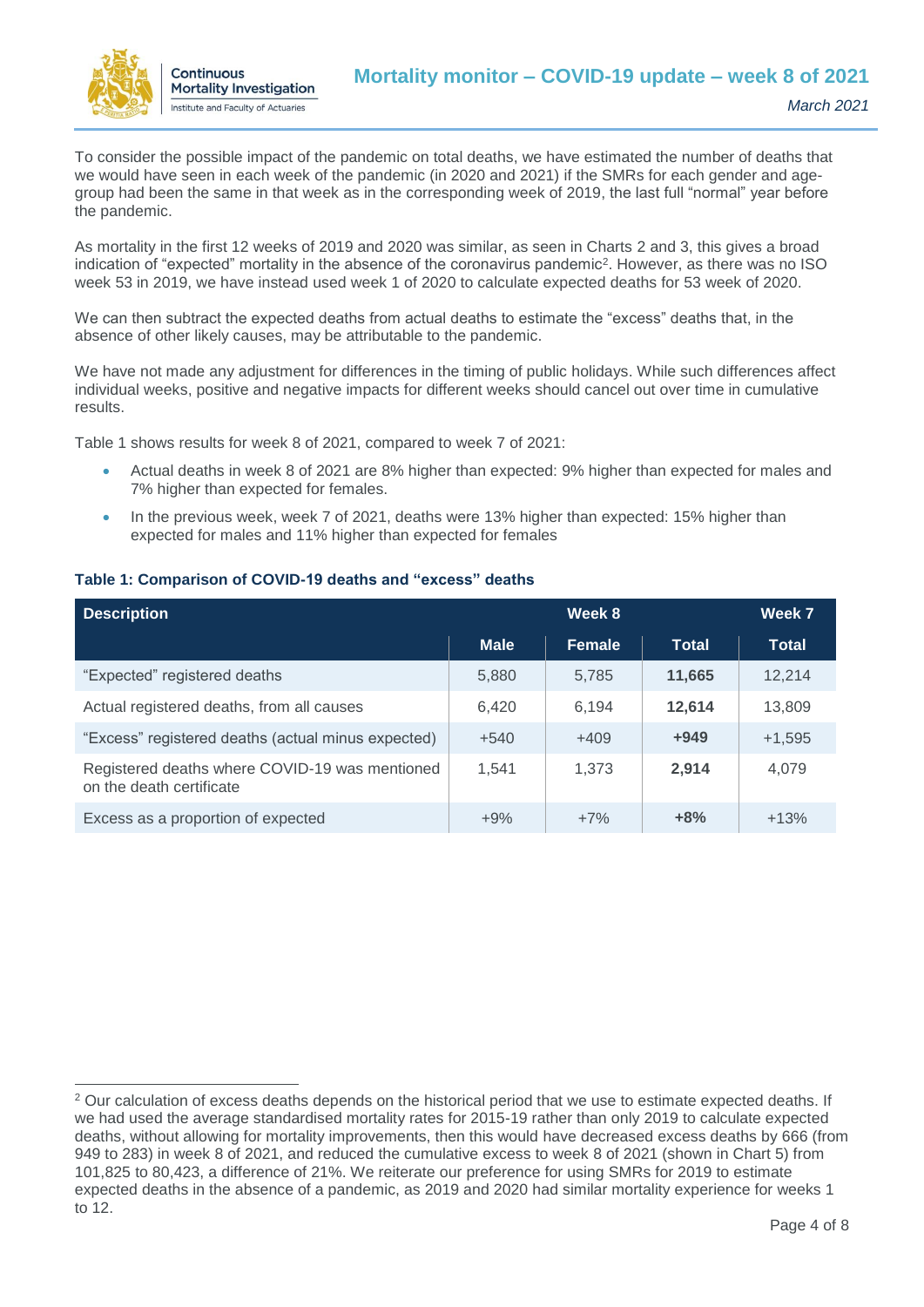To consider the possible impact of the pandemic on total deaths, we have estimated the number of deaths that we would have seen in each week of the pandemic (in 2020 and 2021) if the SMRs for each gender and age-group had been the same in that week as in the corresponding week of 2019, the last full "normal" year before the pandemic.

As mortality in the first 12 weeks of 2019 and 2020 was similar, as seen in Charts 2 and 3, this gives a broad indication of "expected" mortality in the absence of the coronavirus pandemic[2]. However, as there was no ISO week 53 in 2019, we have instead used week 1 of 2020 to calculate expected deaths for 53 week of 2020.

We can then subtract the expected deaths from actual deaths to estimate the "excess" deaths that, in the absence of other likely causes, may be attributable to the pandemic.

We have not made any adjustment for differences in the timing of public holidays. While such differences affect individual weeks, positive and negative impacts for different weeks should cancel out over time in cumulative results.

Table 1 shows results for week 8 of 2021, compared to week 7 of 2021:

- Actual deaths in week 8 of 2021 are 8% higher than expected: 9% higher than expected for males and 7% higher than expected for females.
- In the previous week, week 7 of 2021, deaths were 13% higher than expected: 15% higher than expected for males and 11% higher than expected for females

**Table 1: Comparison of COVID-19 deaths and "excess" deaths**

| Description | Week 8 | | | Week 7 |
|---|---|---|---|---|
| | Male | Female | Total | Total |
| "Expected" registered deaths | 5,880 | 5,785 | **11,665** | 12,214 |
| Actual registered deaths, from all causes | 6,420 | 6,194 | **12,614** | 13,809 |
| "Excess" registered deaths (actual minus expected) | +540 | +409 | **+949** | +1,595 |
| Registered deaths where COVID-19 was mentioned on the death certificate | 1,541 | 1,373 | **2,914** | 4,079 |
| Excess as a proportion of expected | +9% | +7% | **+8%** | +13% |

[2] Our calculation of excess deaths depends on the historical period that we use to estimate expected deaths. If we had used the average standardised mortality rates for 2015-19 rather than only 2019 to calculate expected deaths, without allowing for mortality improvements, then this would have decreased excess deaths by 666 (from 949 to 283) in week 8 of 2021, and reduced the cumulative excess to week 8 of 2021 (shown in Chart 5) from 101,825 to 80,423, a difference of 21%. We reiterate our preference for using SMRs for 2019 to estimate expected deaths in the absence of a pandemic, as 2019 and 2020 had similar mortality experience for weeks 1 to 12.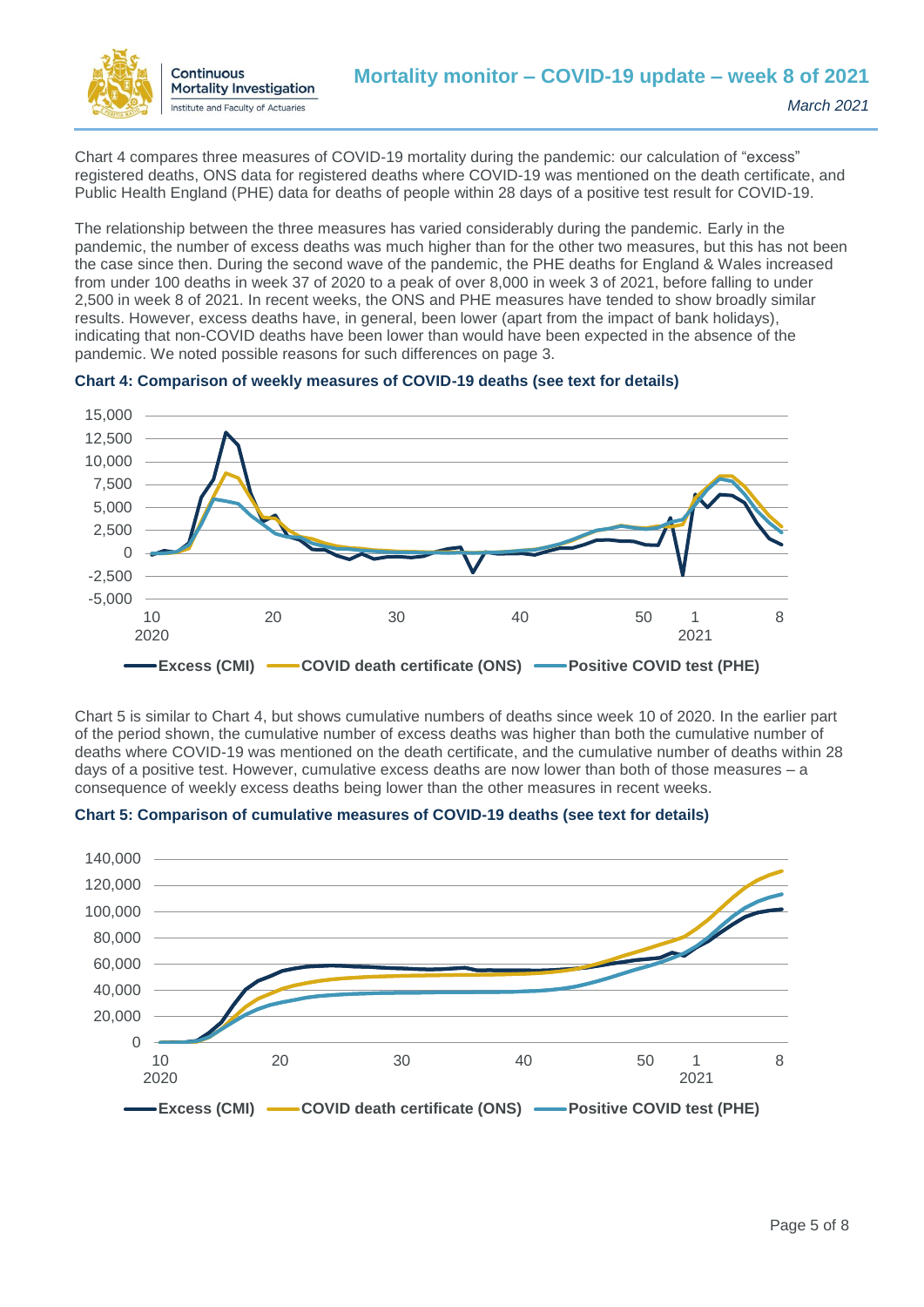Chart 4 compares three measures of COVID-19 mortality during the pandemic: our calculation of "excess" registered deaths, ONS data for registered deaths where COVID-19 was mentioned on the death certificate, and Public Health England (PHE) data for deaths of people within 28 days of a positive test result for COVID-19.

The relationship between the three measures has varied considerably during the pandemic. Early in the pandemic, the number of excess deaths was much higher than for the other two measures, but this has not been the case since then. During the second wave of the pandemic, the PHE deaths for England & Wales increased from under 100 deaths in week 37 of 2020 to a peak of over 8,000 in week 3 of 2021, before falling to under 2,500 in week 8 of 2021. In recent weeks, the ONS and PHE measures have tended to show broadly similar results. However, excess deaths have, in general, been lower (apart from the impact of bank holidays), indicating that non-COVID deaths have been lower than would have been expected in the absence of the pandemic. We noted possible reasons for such differences on page 3.

**Chart 4: Comparison of weekly measures of COVID-19 deaths (see text for details)**

Chart 5 is similar to Chart 4, but shows cumulative numbers of deaths since week 10 of 2020. In the earlier part of the period shown, the cumulative number of excess deaths was higher than both the cumulative number of deaths where COVID-19 was mentioned on the death certificate, and the cumulative number of deaths within 28 days of a positive test. However, cumulative excess deaths are now lower than both of those measures – a consequence of weekly excess deaths being lower than the other measures in recent weeks.

**Chart 5: Comparison of cumulative measures of COVID-19 deaths (see text for details)**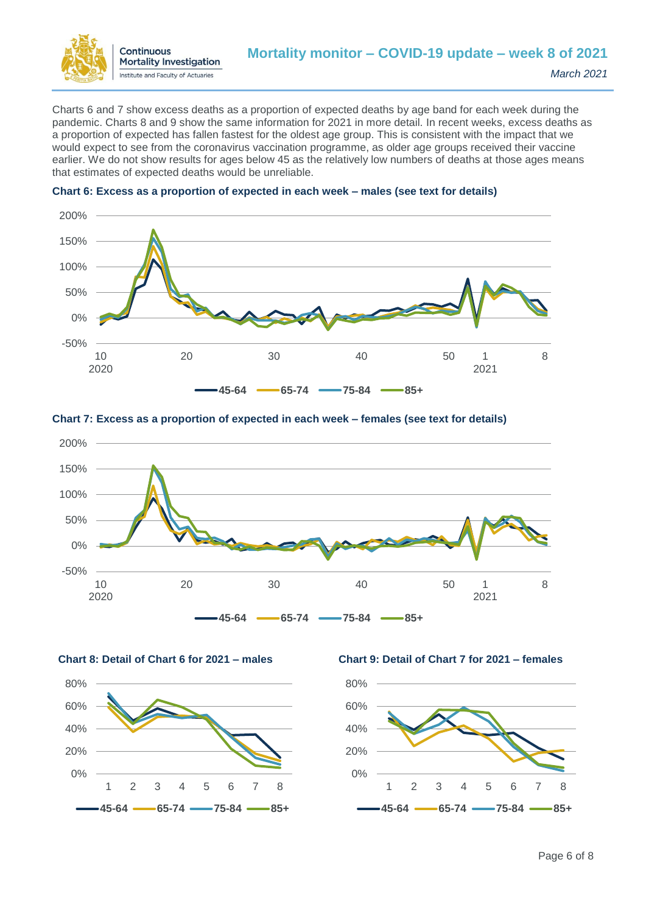Charts 6 and 7 show excess deaths as a proportion of expected deaths by age band for each week during the pandemic. Charts 8 and 9 show the same information for 2021 in more detail. In recent weeks, excess deaths as a proportion of expected has fallen fastest for the oldest age group. This is consistent with the impact that we would expect to see from the coronavirus vaccination programme, as older age groups received their vaccine earlier. We do not show results for ages below 45 as the relatively low numbers of deaths at those ages means that estimates of expected deaths would be unreliable.

**Chart 6: Excess as a proportion of expected in each week – males (see text for details)**

**Chart 7: Excess as a proportion of expected in each week – females (see text for details)**

**Chart 8: Detail of Chart 6 for 2021 – males**

**Chart 9: Detail of Chart 7 for 2021 – females**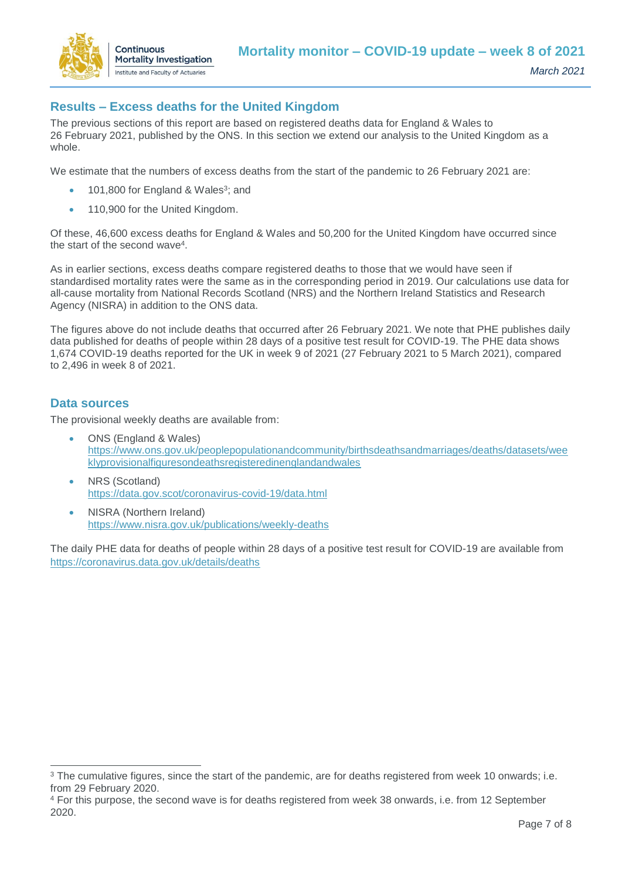## Results – Excess deaths for the United Kingdom

The previous sections of this report are based on registered deaths data for England & Wales to 26 February 2021, published by the ONS. In this section we extend our analysis to the United Kingdom as a whole.

We estimate that the numbers of excess deaths from the start of the pandemic to 26 February 2021 are:

- 101,800 for England & Wales[3]; and
- 110,900 for the United Kingdom.

Of these, 46,600 excess deaths for England & Wales and 50,200 for the United Kingdom have occurred since the start of the second wave[4].

As in earlier sections, excess deaths compare registered deaths to those that we would have seen if standardised mortality rates were the same as in the corresponding period in 2019. Our calculations use data for all-cause mortality from National Records Scotland (NRS) and the Northern Ireland Statistics and Research Agency (NISRA) in addition to the ONS data.

The figures above do not include deaths that occurred after 26 February 2021. We note that PHE publishes daily data published for deaths of people within 28 days of a positive test result for COVID-19. The PHE data shows 1,674 COVID-19 deaths reported for the UK in week 9 of 2021 (27 February 2021 to 5 March 2021), compared to 2,496 in week 8 of 2021.

## Data sources

The provisional weekly deaths are available from:

- ONS (England & Wales)
  https://www.ons.gov.uk/peoplepopulationandcommunity/birthsdeathsandmarriages/deaths/datasets/weeklyprovisionalfiguresondeathsregisteredinenglandandwales
- NRS (Scotland)
  https://data.gov.scot/coronavirus-covid-19/data.html
- NISRA (Northern Ireland)
  https://www.nisra.gov.uk/publications/weekly-deaths

The daily PHE data for deaths of people within 28 days of a positive test result for COVID-19 are available from https://coronavirus.data.gov.uk/details/deaths

---

[3] The cumulative figures, since the start of the pandemic, are for deaths registered from week 10 onwards; i.e. from 29 February 2020.

[4] For this purpose, the second wave is for deaths registered from week 38 onwards, i.e. from 12 September 2020.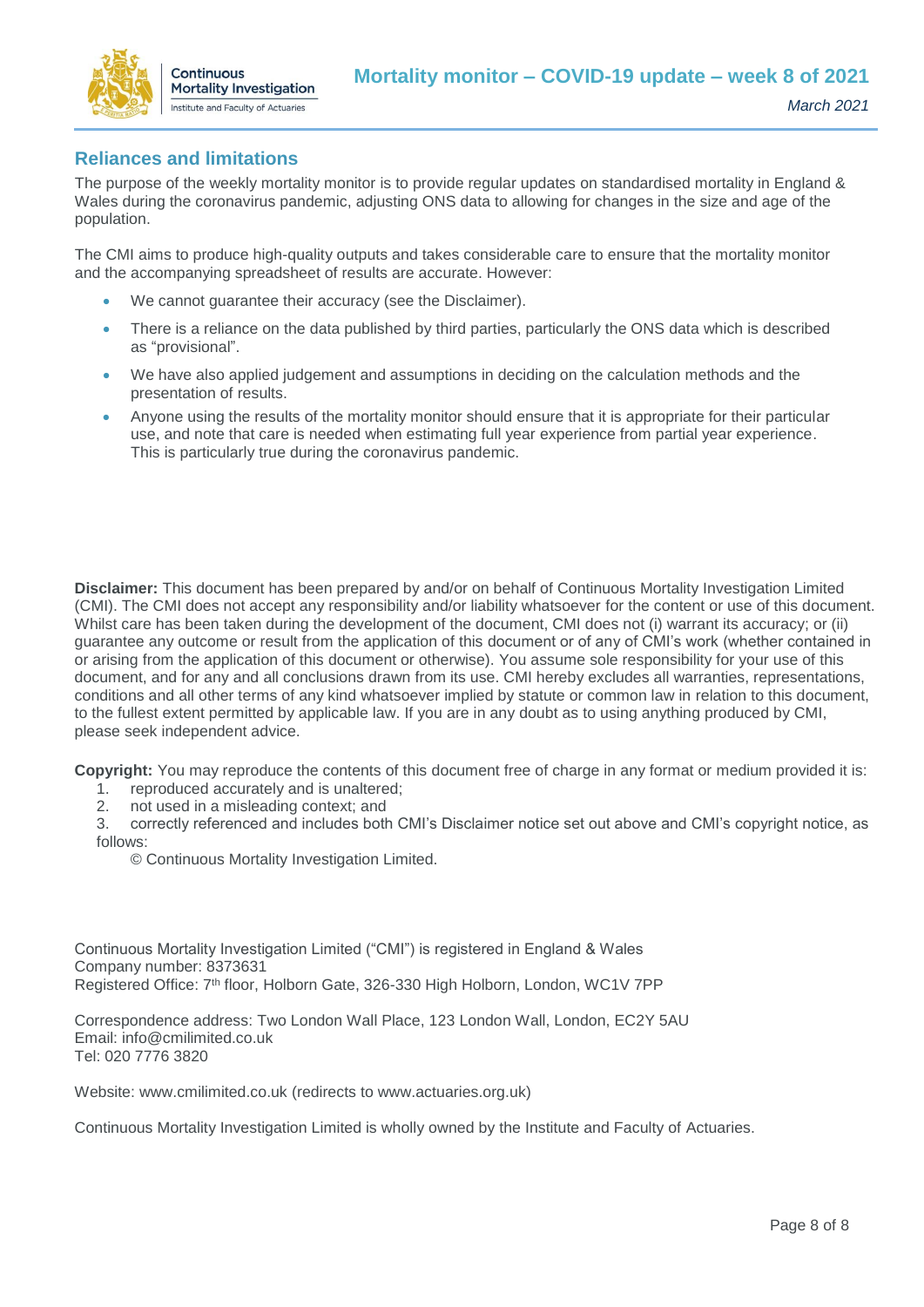## Reliances and limitations

The purpose of the weekly mortality monitor is to provide regular updates on standardised mortality in England & Wales during the coronavirus pandemic, adjusting ONS data to allowing for changes in the size and age of the population.

The CMI aims to produce high-quality outputs and takes considerable care to ensure that the mortality monitor and the accompanying spreadsheet of results are accurate. However:

- We cannot guarantee their accuracy (see the Disclaimer).
- There is a reliance on the data published by third parties, particularly the ONS data which is described as "provisional".
- We have also applied judgement and assumptions in deciding on the calculation methods and the presentation of results.
- Anyone using the results of the mortality monitor should ensure that it is appropriate for their particular use, and note that care is needed when estimating full year experience from partial year experience. This is particularly true during the coronavirus pandemic.

**Disclaimer:** This document has been prepared by and/or on behalf of Continuous Mortality Investigation Limited (CMI). The CMI does not accept any responsibility and/or liability whatsoever for the content or use of this document. Whilst care has been taken during the development of the document, CMI does not (i) warrant its accuracy; or (ii) guarantee any outcome or result from the application of this document or of any of CMI's work (whether contained in or arising from the application of this document or otherwise). You assume sole responsibility for your use of this document, and for any and all conclusions drawn from its use. CMI hereby excludes all warranties, representations, conditions and all other terms of any kind whatsoever implied by statute or common law in relation to this document, to the fullest extent permitted by applicable law. If you are in any doubt as to using anything produced by CMI, please seek independent advice.

**Copyright:** You may reproduce the contents of this document free of charge in any format or medium provided it is:

1. reproduced accurately and is unaltered;
2. not used in a misleading context; and
3. correctly referenced and includes both CMI's Disclaimer notice set out above and CMI's copyright notice, as follows:

   © Continuous Mortality Investigation Limited.

Continuous Mortality Investigation Limited ("CMI") is registered in England & Wales
Company number: 8373631
Registered Office: 7th floor, Holborn Gate, 326-330 High Holborn, London, WC1V 7PP

Correspondence address: Two London Wall Place, 123 London Wall, London, EC2Y 5AU
Email: info@cmilimited.co.uk
Tel: 020 7776 3820

Website: www.cmilimited.co.uk (redirects to www.actuaries.org.uk)

Continuous Mortality Investigation Limited is wholly owned by the Institute and Faculty of Actuaries.